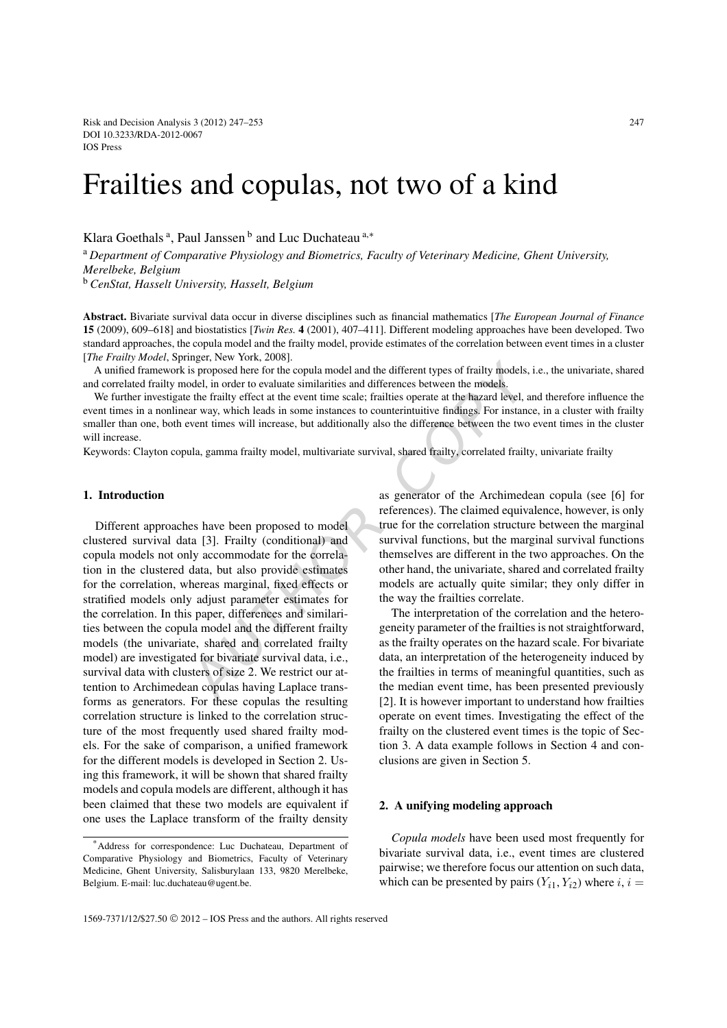# Frailties and copulas, not two of a kind

Klara Goethals [a], Paul Janssen [b] and Luc Duchateau [a,*]

[a] *Department of Comparative Physiology and Biometrics, Faculty of Veterinary Medicine, Ghent University, Merelbeke, Belgium*

[b] *CenStat, Hasselt University, Hasselt, Belgium*

**Abstract.** Bivariate survival data occur in diverse disciplines such as financial mathematics [*The European Journal of Finance* **15** (2009), 609–618] and biostatistics [*Twin Res.* **4** (2001), 407–411]. Different modeling approaches have been developed. Two standard approaches, the copula model and the frailty model, provide estimates of the correlation between event times in a cluster [*The Frailty Model*, Springer, New York, 2008].

A unified framework is proposed here for the copula model and the different types of frailty models, i.e., the univariate, shared and correlated frailty model, in order to evaluate similarities and differences between the models.

We further investigate the frailty effect at the event time scale; frailties operate at the hazard level, and therefore influence the event times in a nonlinear way, which leads in some instances to counterintuitive findings. For instance, in a cluster with frailty smaller than one, both event times will increase, but additionally also the difference between the two event times in the cluster will increase.

Keywords: Clayton copula, gamma frailty model, multivariate survival, shared frailty, correlated frailty, univariate frailty

## 1. Introduction

Different approaches have been proposed to model clustered survival data [3]. Frailty (conditional) and copula models not only accommodate for the correlation in the clustered data, but also provide estimates for the correlation, whereas marginal, fixed effects or stratified models only adjust parameter estimates for the correlation. In this paper, differences and similarities between the copula model and the different frailty models (the univariate, shared and correlated frailty model) are investigated for bivariate survival data, i.e., survival data with clusters of size 2. We restrict our attention to Archimedean copulas having Laplace transforms as generators. For these copulas the resulting correlation structure is linked to the correlation structure of the most frequently used shared frailty models. For the sake of comparison, a unified framework for the different models is developed in Section 2. Using this framework, it will be shown that shared frailty models and copula models are different, although it has been claimed that these two models are equivalent if one uses the Laplace transform of the frailty density as generator of the Archimedean copula (see [6] for references). The claimed equivalence, however, is only true for the correlation structure between the marginal survival functions, but the marginal survival functions themselves are different in the two approaches. On the other hand, the univariate, shared and correlated frailty models are actually quite similar; they only differ in the way the frailties correlate.

The interpretation of the correlation and the heterogeneity parameter of the frailties is not straightforward, as the frailty operates on the hazard scale. For bivariate data, an interpretation of the heterogeneity induced by the frailties in terms of meaningful quantities, such as the median event time, has been presented previously [2]. It is however important to understand how frailties operate on event times. Investigating the effect of the frailty on the clustered event times is the topic of Section 3. A data example follows in Section 4 and conclusions are given in Section 5.

## 2. A unifying modeling approach

*Copula models* have been used most frequently for bivariate survival data, i.e., event times are clustered pairwise; we therefore focus our attention on such data, which can be presented by pairs $(Y_{i1}, Y_{i2})$ where $i, i =$

*Address for correspondence: Luc Duchateau, Department of Comparative Physiology and Biometrics, Faculty of Veterinary Medicine, Ghent University, Salisburylaan 133, 9820 Merelbeke, Belgium. E-mail: luc.duchateau@ugent.be.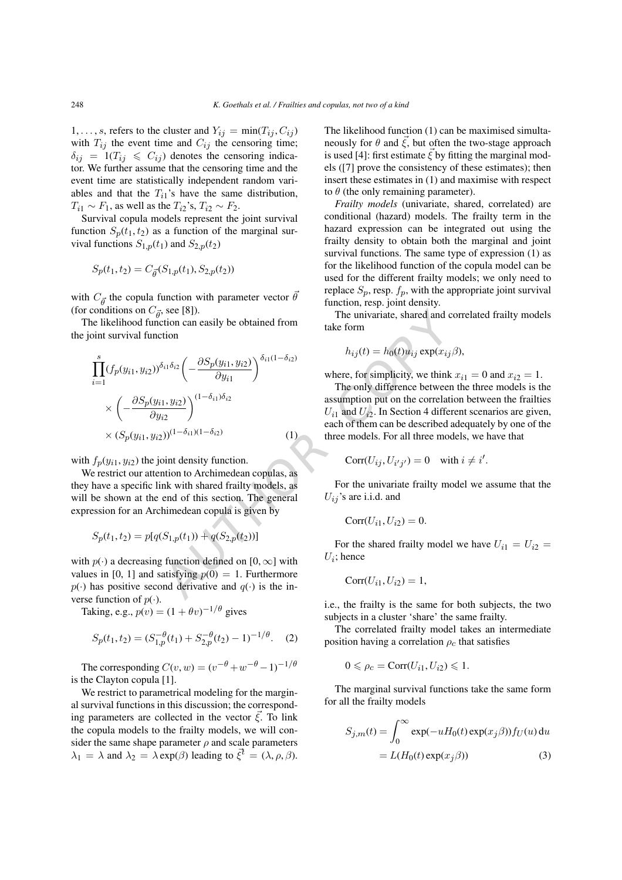$1, \ldots, s$, refers to the cluster and $Y_{ij} = \min(T_{ij}, C_{ij})$ with $T_{ij}$ the event time and $C_{ij}$ the censoring time; $\delta_{ij} = 1(T_{ij} \leqslant C_{ij})$ denotes the censoring indicator. We further assume that the censoring time and the event time are statistically independent random variables and that the $T_{i1}$'s have the same distribution, $T_{i1} \sim F_1$, as well as the $T_{i2}$'s, $T_{i2} \sim F_2$.

Survival copula models represent the joint survival function $S_p(t_1, t_2)$ as a function of the marginal survival functions $S_{1,p}(t_1)$ and $S_{2,p}(t_2)$

$$S_p(t_1, t_2) = C_{\vec{\theta}}(S_{1,p}(t_1), S_{2,p}(t_2))$$

with $C_{\vec{\theta}}$ the copula function with parameter vector $\vec{\theta}$ (for conditions on $C_{\vec{\theta}}$, see [8]).

The likelihood function can easily be obtained from the joint survival function

$$\prod_{i=1}^{s} (f_p(y_{i1}, y_{i2}))^{\delta_{i1}\delta_{i2}} \left( -\frac{\partial S_p(y_{i1}, y_{i2})}{\partial y_{i1}} \right)^{\delta_{i1}(1-\delta_{i2})} \times \left( -\frac{\partial S_p(y_{i1}, y_{i2})}{\partial y_{i2}} \right)^{(1-\delta_{i1})\delta_{i2}} \times (S_p(y_{i1}, y_{i2}))^{(1-\delta_{i1})(1-\delta_{i2})} \quad (1)$$

with $f_p(y_{i1}, y_{i2})$ the joint density function.

We restrict our attention to Archimedean copulas, as they have a specific link with shared frailty models, as will be shown at the end of this section. The general expression for an Archimedean copula is given by

$$S_p(t_1, t_2) = p[q(S_{1,p}(t_1)) + q(S_{2,p}(t_2))]$$

with $p(\cdot)$ a decreasing function defined on $[0, \infty]$ with values in [0, 1] and satisfying $p(0) = 1$. Furthermore $p(\cdot)$ has positive second derivative and $q(\cdot)$ is the inverse function of $p(\cdot)$.

Taking, e.g., $p(v) = (1 + \theta v)^{-1/\theta}$ gives

$$S_p(t_1, t_2) = (S_{1,p}^{-\theta}(t_1) + S_{2,p}^{-\theta}(t_2) - 1)^{-1/\theta}. \quad (2)$$

The corresponding $C(v, w) = (v^{-\theta} + w^{-\theta} - 1)^{-1/\theta}$ is the Clayton copula [1].

We restrict to parametrical modeling for the marginal survival functions in this discussion; the corresponding parameters are collected in the vector $\vec{\xi}$. To link the copula models to the frailty models, we will consider the same shape parameter $\rho$ and scale parameters $\lambda_1 = \lambda$ and $\lambda_2 = \lambda \exp(\beta)$ leading to $\vec{\xi}^t = (\lambda, \rho, \beta)$. The likelihood function (1) can be maximised simultaneously for $\theta$ and $\vec{\xi}$, but often the two-stage approach is used [4]: first estimate $\vec{\xi}$ by fitting the marginal models ([7] prove the consistency of these estimates); then insert these estimates in (1) and maximise with respect to $\theta$ (the only remaining parameter).

*Frailty models* (univariate, shared, correlated) are conditional (hazard) models. The frailty term in the hazard expression can be integrated out using the frailty density to obtain both the marginal and joint survival functions. The same type of expression (1) as for the likelihood function of the copula model can be used for the different frailty models; we only need to replace $S_p$, resp. $f_p$, with the appropriate joint survival function, resp. joint density.

The univariate, shared and correlated frailty models take form

$$h_{ij}(t) = h_0(t) u_{ij} \exp(x_{ij}\beta),$$

where, for simplicity, we think $x_{i1} = 0$ and $x_{i2} = 1$.

The only difference between the three models is the assumption put on the correlation between the frailties $U_{i1}$ and $U_{i2}$. In Section 4 different scenarios are given, each of them can be described adequately by one of the three models. For all three models, we have that

$$\mathrm{Corr}(U_{ij}, U_{i'j'}) = 0 \quad \text{with } i \neq i'.$$

For the univariate frailty model we assume that the $U_{ij}$'s are i.i.d. and

$$\mathrm{Corr}(U_{i1}, U_{i2}) = 0.$$

For the shared frailty model we have $U_{i1} = U_{i2} = U_i$; hence

$$\mathrm{Corr}(U_{i1}, U_{i2}) = 1,$$

i.e., the frailty is the same for both subjects, the two subjects in a cluster 'share' the same frailty.

The correlated frailty model takes an intermediate position having a correlation $\rho_c$ that satisfies

$$0 \leqslant \rho_c = \mathrm{Corr}(U_{i1}, U_{i2}) \leqslant 1.$$

The marginal survival functions take the same form for all the frailty models

$$S_{j,m}(t) = \int_0^\infty \exp(-u H_0(t) \exp(x_j \beta)) f_U(u)\, \mathrm{d}u = L(H_0(t) \exp(x_j \beta)) \quad (3)$$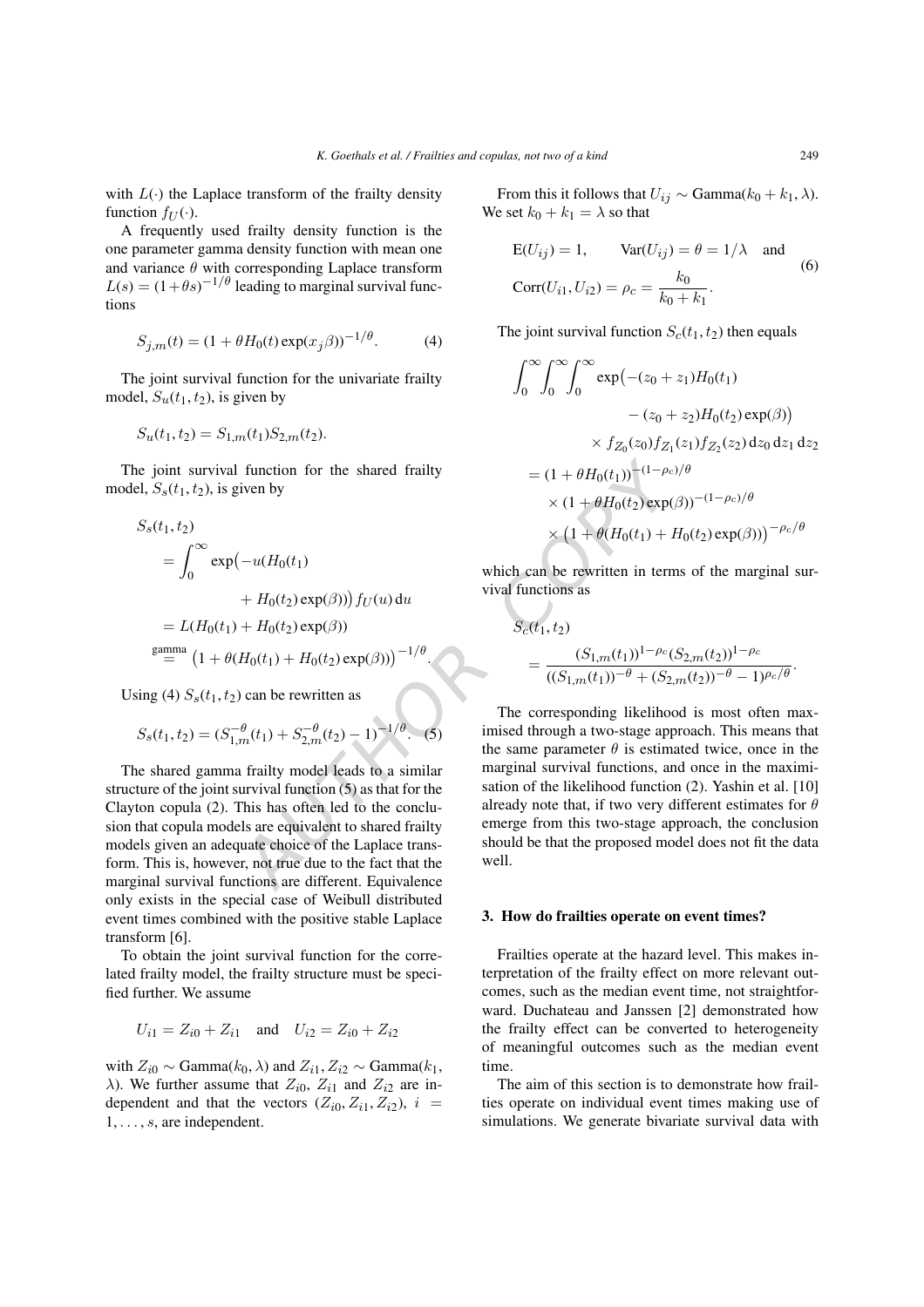with $L(\cdot)$ the Laplace transform of the frailty density function $f_U(\cdot)$.

A frequently used frailty density function is the one parameter gamma density function with mean one and variance $\theta$ with corresponding Laplace transform $L(s) = (1+\theta s)^{-1/\theta}$ leading to marginal survival functions

$$S_{j,m}(t) = (1 + \theta H_0(t) \exp(x_j \beta))^{-1/\theta}. \tag{4}$$

The joint survival function for the univariate frailty model, $S_u(t_1, t_2)$, is given by

$$S_u(t_1, t_2) = S_{1,m}(t_1) S_{2,m}(t_2).$$

The joint survival function for the shared frailty model, $S_s(t_1, t_2)$, is given by

$$\begin{aligned}
S_s(t_1, t_2) &= \int_0^\infty \exp\bigl(-u(H_0(t_1) \\
&\qquad + H_0(t_2)\exp(\beta))\bigr) f_U(u)\,\mathrm{d}u \\
&= L(H_0(t_1) + H_0(t_2)\exp(\beta)) \\
&\overset{\text{gamma}}{=} \bigl(1 + \theta(H_0(t_1) + H_0(t_2)\exp(\beta))\bigr)^{-1/\theta}.
\end{aligned}$$

Using (4) $S_s(t_1, t_2)$ can be rewritten as

$$S_s(t_1, t_2) = (S_{1,m}^{-\theta}(t_1) + S_{2,m}^{-\theta}(t_2) - 1)^{-1/\theta}. \tag{5}$$

The shared gamma frailty model leads to a similar structure of the joint survival function (5) as that for the Clayton copula (2). This has often led to the conclusion that copula models are equivalent to shared frailty models given an adequate choice of the Laplace transform. This is, however, not true due to the fact that the marginal survival functions are different. Equivalence only exists in the special case of Weibull distributed event times combined with the positive stable Laplace transform [6].

To obtain the joint survival function for the correlated frailty model, the frailty structure must be specified further. We assume

$$U_{i1} = Z_{i0} + Z_{i1} \quad \text{and} \quad U_{i2} = Z_{i0} + Z_{i2}$$

with $Z_{i0} \sim \text{Gamma}(k_0, \lambda)$ and $Z_{i1}, Z_{i2} \sim \text{Gamma}(k_1, \lambda)$. We further assume that $Z_{i0}$, $Z_{i1}$ and $Z_{i2}$ are independent and that the vectors $(Z_{i0}, Z_{i1}, Z_{i2})$, $i = 1, \ldots, s$, are independent.

From this it follows that $U_{ij} \sim \text{Gamma}(k_0 + k_1, \lambda)$. We set $k_0 + k_1 = \lambda$ so that

$$\begin{aligned}
&\mathrm{E}(U_{ij}) = 1, \qquad \mathrm{Var}(U_{ij}) = \theta = 1/\lambda \quad \text{and} \\
&\mathrm{Corr}(U_{i1}, U_{i2}) = \rho_c = \frac{k_0}{k_0 + k_1}.
\end{aligned} \tag{6}$$

The joint survival function $S_c(t_1, t_2)$ then equals

$$\begin{aligned}
&\int_0^\infty \int_0^\infty \int_0^\infty \exp\bigl(-(z_0 + z_1)H_0(t_1) \\
&\qquad - (z_0 + z_2)H_0(t_2)\exp(\beta)\bigr) \\
&\qquad \times f_{Z_0}(z_0) f_{Z_1}(z_1) f_{Z_2}(z_2)\,\mathrm{d}z_0\,\mathrm{d}z_1\,\mathrm{d}z_2 \\
&= (1 + \theta H_0(t_1))^{-(1-\rho_c)/\theta} \\
&\quad \times (1 + \theta H_0(t_2)\exp(\beta))^{-(1-\rho_c)/\theta} \\
&\quad \times \bigl(1 + \theta(H_0(t_1) + H_0(t_2)\exp(\beta))\bigr)^{-\rho_c/\theta}
\end{aligned}$$

which can be rewritten in terms of the marginal survival functions as

$$\begin{aligned}
&S_c(t_1, t_2) \\
&= \frac{(S_{1,m}(t_1))^{1-\rho_c} (S_{2,m}(t_2))^{1-\rho_c}}{((S_{1,m}(t_1))^{-\theta} + (S_{2,m}(t_2))^{-\theta} - 1)^{\rho_c/\theta}}.
\end{aligned}$$

The corresponding likelihood is most often maximised through a two-stage approach. This means that the same parameter $\theta$ is estimated twice, once in the marginal survival functions, and once in the maximisation of the likelihood function (2). Yashin et al. [10] already note that, if two very different estimates for $\theta$ emerge from this two-stage approach, the conclusion should be that the proposed model does not fit the data well.

## 3. How do frailties operate on event times?

Frailties operate at the hazard level. This makes interpretation of the frailty effect on more relevant outcomes, such as the median event time, not straightforward. Duchateau and Janssen [2] demonstrated how the frailty effect can be converted to heterogeneity of meaningful outcomes such as the median event time.

The aim of this section is to demonstrate how frailties operate on individual event times making use of simulations. We generate bivariate survival data with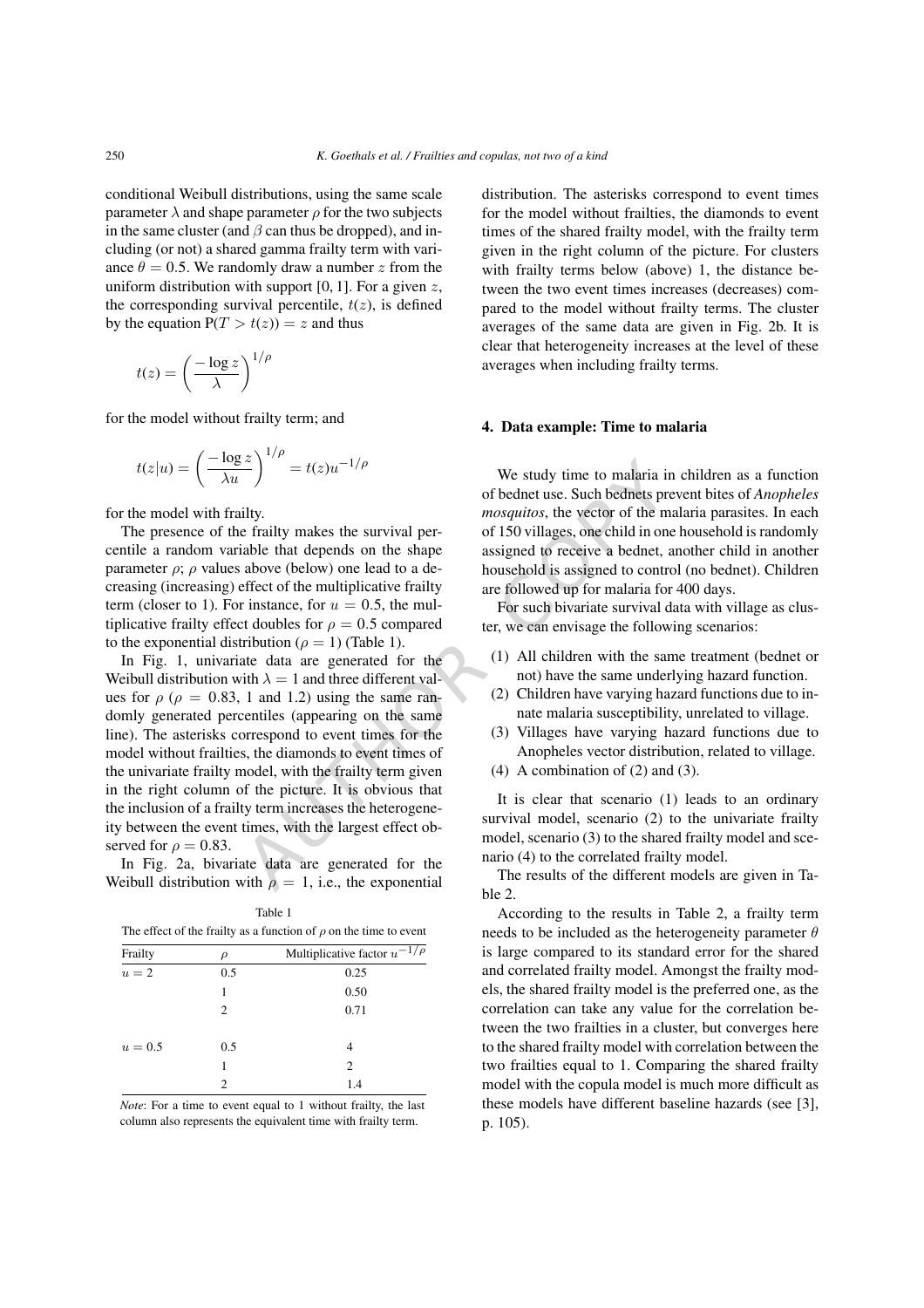conditional Weibull distributions, using the same scale parameter $\lambda$ and shape parameter $\rho$ for the two subjects in the same cluster (and $\beta$ can thus be dropped), and including (or not) a shared gamma frailty term with variance $\theta = 0.5$. We randomly draw a number $z$ from the uniform distribution with support [0, 1]. For a given $z$, the corresponding survival percentile, $t(z)$, is defined by the equation $\mathrm{P}(T > t(z)) = z$ and thus

$$t(z) = \left(\frac{-\log z}{\lambda}\right)^{1/\rho}$$

for the model without frailty term; and

$$t(z|u) = \left(\frac{-\log z}{\lambda u}\right)^{1/\rho} = t(z)u^{-1/\rho}$$

for the model with frailty.

The presence of the frailty makes the survival percentile a random variable that depends on the shape parameter $\rho$; $\rho$ values above (below) one lead to a decreasing (increasing) effect of the multiplicative frailty term (closer to 1). For instance, for $u = 0.5$, the multiplicative frailty effect doubles for $\rho = 0.5$ compared to the exponential distribution ($\rho = 1$) (Table 1).

In Fig. 1, univariate data are generated for the Weibull distribution with $\lambda = 1$ and three different values for $\rho$ ($\rho = 0.83$, 1 and 1.2) using the same randomly generated percentiles (appearing on the same line). The asterisks correspond to event times for the model without frailties, the diamonds to event times of the univariate frailty model, with the frailty term given in the right column of the picture. It is obvious that the inclusion of a frailty term increases the heterogeneity between the event times, with the largest effect observed for $\rho = 0.83$.

In Fig. 2a, bivariate data are generated for the Weibull distribution with $\rho = 1$, i.e., the exponential distribution. The asterisks correspond to event times for the model without frailties, the diamonds to event times of the shared frailty model, with the frailty term given in the right column of the picture. For clusters with frailty terms below (above) 1, the distance between the two event times increases (decreases) compared to the model without frailty terms. The cluster averages of the same data are given in Fig. 2b. It is clear that heterogeneity increases at the level of these averages when including frailty terms.

Table 1

The effect of the frailty as a function of $\rho$ on the time to event

| Frailty | $\rho$ | Multiplicative factor $u^{-1/\rho}$ |
|---|---|---|
| $u = 2$ | 0.5 | 0.25 |
| | 1 | 0.50 |
| | 2 | 0.71 |
| $u = 0.5$ | 0.5 | 4 |
| | 1 | 2 |
| | 2 | 1.4 |

*Note*: For a time to event equal to 1 without frailty, the last column also represents the equivalent time with frailty term.

## 4. Data example: Time to malaria

We study time to malaria in children as a function of bednet use. Such bednets prevent bites of *Anopheles mosquitos*, the vector of the malaria parasites. In each of 150 villages, one child in one household is randomly assigned to receive a bednet, another child in another household is assigned to control (no bednet). Children are followed up for malaria for 400 days.

For such bivariate survival data with village as cluster, we can envisage the following scenarios:

1. All children with the same treatment (bednet or not) have the same underlying hazard function.
2. Children have varying hazard functions due to innate malaria susceptibility, unrelated to village.
3. Villages have varying hazard functions due to Anopheles vector distribution, related to village.
4. A combination of (2) and (3).

It is clear that scenario (1) leads to an ordinary survival model, scenario (2) to the univariate frailty model, scenario (3) to the shared frailty model and scenario (4) to the correlated frailty model.

The results of the different models are given in Table 2.

According to the results in Table 2, a frailty term needs to be included as the heterogeneity parameter $\theta$ is large compared to its standard error for the shared and correlated frailty model. Amongst the frailty models, the shared frailty model is the preferred one, as the correlation can take any value for the correlation between the two frailties in a cluster, but converges here to the shared frailty model with correlation between the two frailties equal to 1. Comparing the shared frailty model with the copula model is much more difficult as these models have different baseline hazards (see [3], p. 105).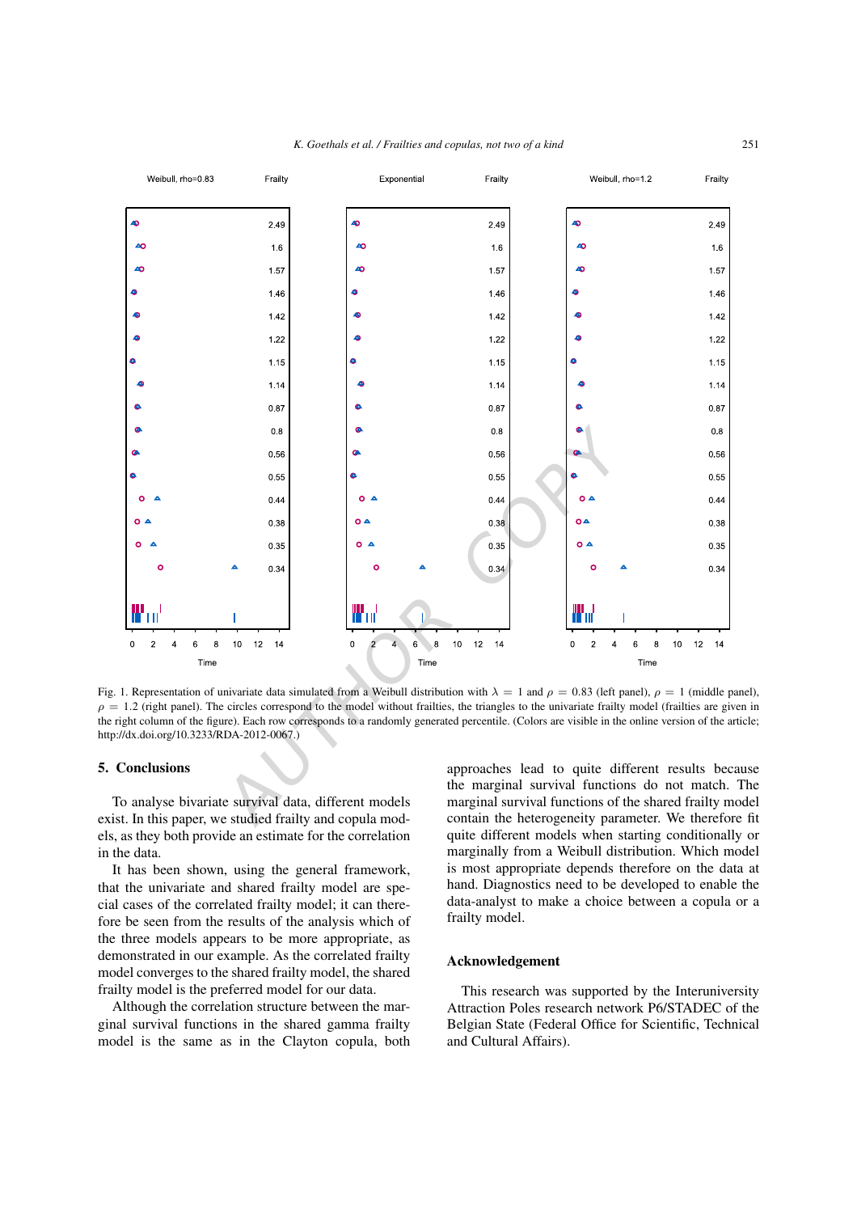Fig. 1. Representation of univariate data simulated from a Weibull distribution with $\lambda = 1$ and $\rho = 0.83$ (left panel), $\rho = 1$ (middle panel), $\rho = 1.2$ (right panel). The circles correspond to the model without frailties, the triangles to the univariate frailty model (frailties are given in the right column of the figure). Each row corresponds to a randomly generated percentile. (Colors are visible in the online version of the article; http://dx.doi.org/10.3233/RDA-2012-0067.)

## 5. Conclusions

To analyse bivariate survival data, different models exist. In this paper, we studied frailty and copula models, as they both provide an estimate for the correlation in the data.

It has been shown, using the general framework, that the univariate and shared frailty model are special cases of the correlated frailty model; it can therefore be seen from the results of the analysis which of the three models appears to be more appropriate, as demonstrated in our example. As the correlated frailty model converges to the shared frailty model, the shared frailty model is the preferred model for our data.

Although the correlation structure between the marginal survival functions in the shared gamma frailty model is the same as in the Clayton copula, both approaches lead to quite different results because the marginal survival functions do not match. The marginal survival functions of the shared frailty model contain the heterogeneity parameter. We therefore fit quite different models when starting conditionally or marginally from a Weibull distribution. Which model is most appropriate depends therefore on the data at hand. Diagnostics need to be developed to enable the data-analyst to make a choice between a copula or a frailty model.

## Acknowledgement

This research was supported by the Interuniversity Attraction Poles research network P6/STADEC of the Belgian State (Federal Office for Scientific, Technical and Cultural Affairs).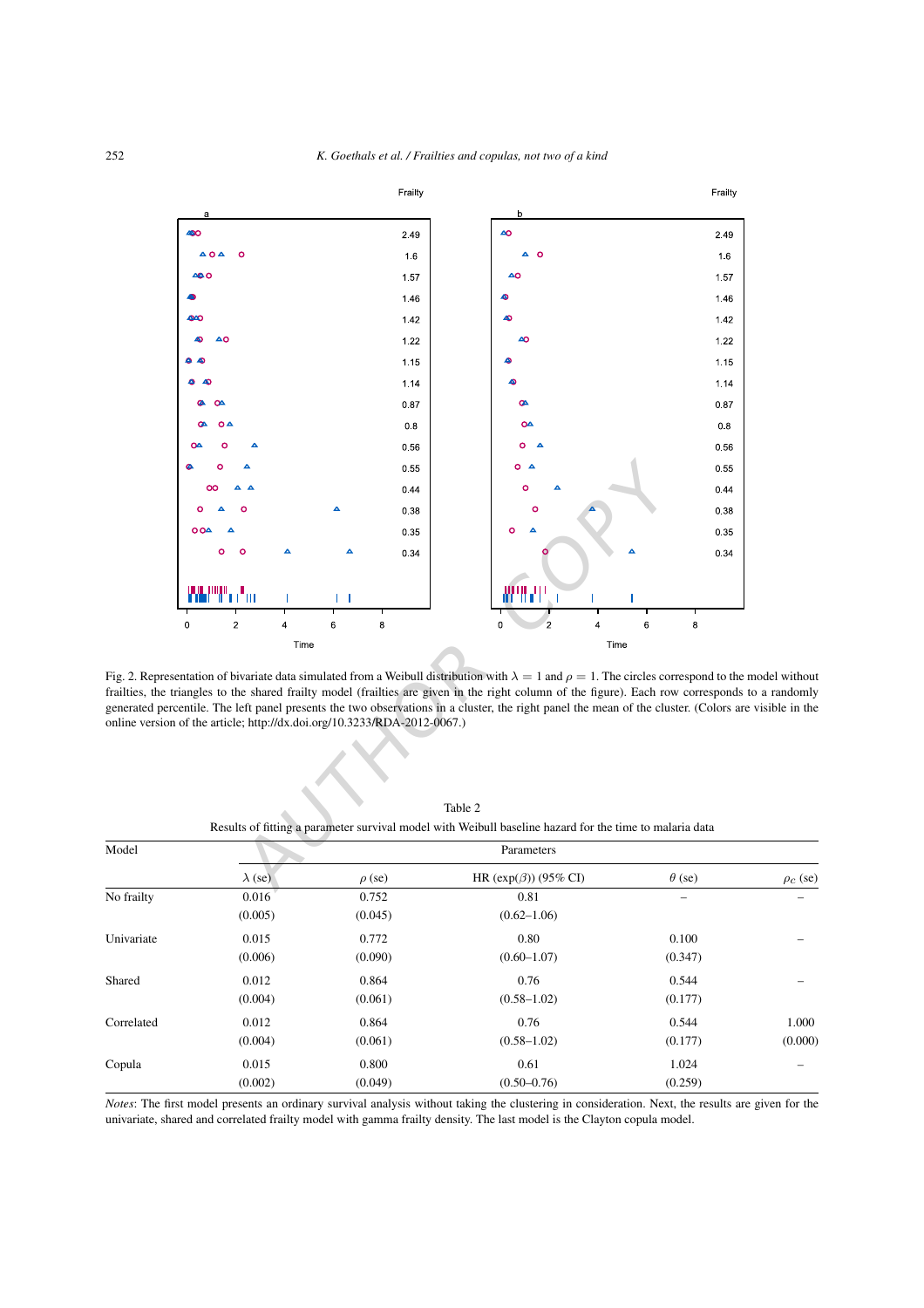Fig. 2. Representation of bivariate data simulated from a Weibull distribution with $\lambda = 1$ and $\rho = 1$. The circles correspond to the model without frailties, the triangles to the shared frailty model (frailties are given in the right column of the figure). Each row corresponds to a randomly generated percentile. The left panel presents the two observations in a cluster, the right panel the mean of the cluster. (Colors are visible in the online version of the article; http://dx.doi.org/10.3233/RDA-2012-0067.)

Table 2

Results of fitting a parameter survival model with Weibull baseline hazard for the time to malaria data

| Model | Parameters | | | | |
|---|---|---|---|---|---|
| | $\lambda$ (se) | $\rho$ (se) | HR (exp($\beta$)) (95% CI) | $\theta$ (se) | $\rho_C$ (se) |
| No frailty | 0.016 | 0.752 | 0.81 | – | – |
| | (0.005) | (0.045) | (0.62–1.06) | | |
| Univariate | 0.015 | 0.772 | 0.80 | 0.100 | – |
| | (0.006) | (0.090) | (0.60–1.07) | (0.347) | |
| Shared | 0.012 | 0.864 | 0.76 | 0.544 | – |
| | (0.004) | (0.061) | (0.58–1.02) | (0.177) | |
| Correlated | 0.012 | 0.864 | 0.76 | 0.544 | 1.000 |
| | (0.004) | (0.061) | (0.58–1.02) | (0.177) | (0.000) |
| Copula | 0.015 | 0.800 | 0.61 | 1.024 | – |
| | (0.002) | (0.049) | (0.50–0.76) | (0.259) | |

*Notes*: The first model presents an ordinary survival analysis without taking the clustering in consideration. Next, the results are given for the univariate, shared and correlated frailty model with gamma frailty density. The last model is the Clayton copula model.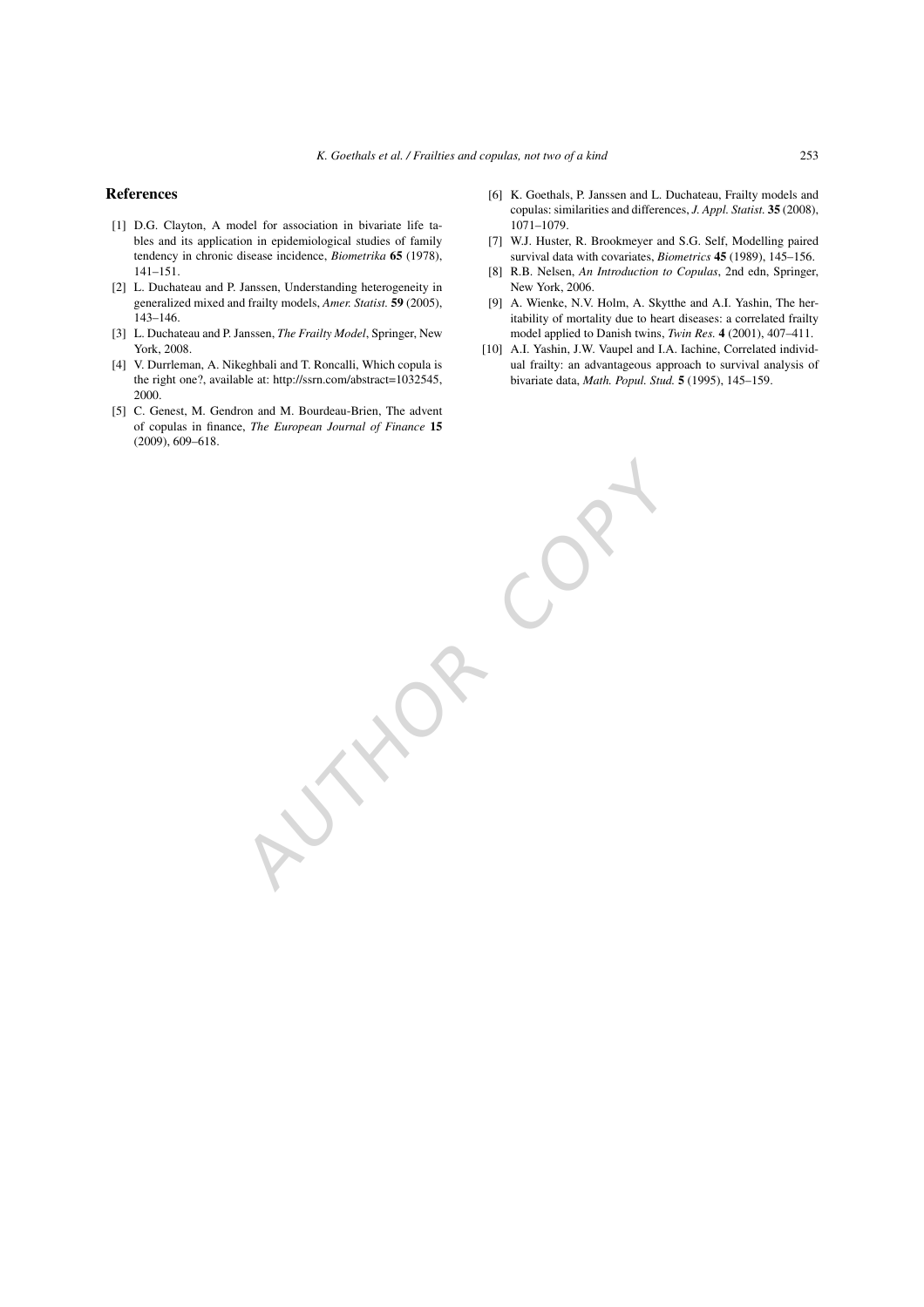## References

[1] D.G. Clayton, A model for association in bivariate life tables and its application in epidemiological studies of family tendency in chronic disease incidence, *Biometrika* **65** (1978), 141–151.

[2] L. Duchateau and P. Janssen, Understanding heterogeneity in generalized mixed and frailty models, *Amer. Statist.* **59** (2005), 143–146.

[3] L. Duchateau and P. Janssen, *The Frailty Model*, Springer, New York, 2008.

[4] V. Durrleman, A. Nikeghbali and T. Roncalli, Which copula is the right one?, available at: http://ssrn.com/abstract=1032545, 2000.

[5] C. Genest, M. Gendron and M. Bourdeau-Brien, The advent of copulas in finance, *The European Journal of Finance* **15** (2009), 609–618.

[6] K. Goethals, P. Janssen and L. Duchateau, Frailty models and copulas: similarities and differences, *J. Appl. Statist.* **35** (2008), 1071–1079.

[7] W.J. Huster, R. Brookmeyer and S.G. Self, Modelling paired survival data with covariates, *Biometrics* **45** (1989), 145–156.

[8] R.B. Nelsen, *An Introduction to Copulas*, 2nd edn, Springer, New York, 2006.

[9] A. Wienke, N.V. Holm, A. Skytthe and A.I. Yashin, The heritability of mortality due to heart diseases: a correlated frailty model applied to Danish twins, *Twin Res.* **4** (2001), 407–411.

[10] A.I. Yashin, J.W. Vaupel and I.A. Iachine, Correlated individual frailty: an advantageous approach to survival analysis of bivariate data, *Math. Popul. Stud.* **5** (1995), 145–159.